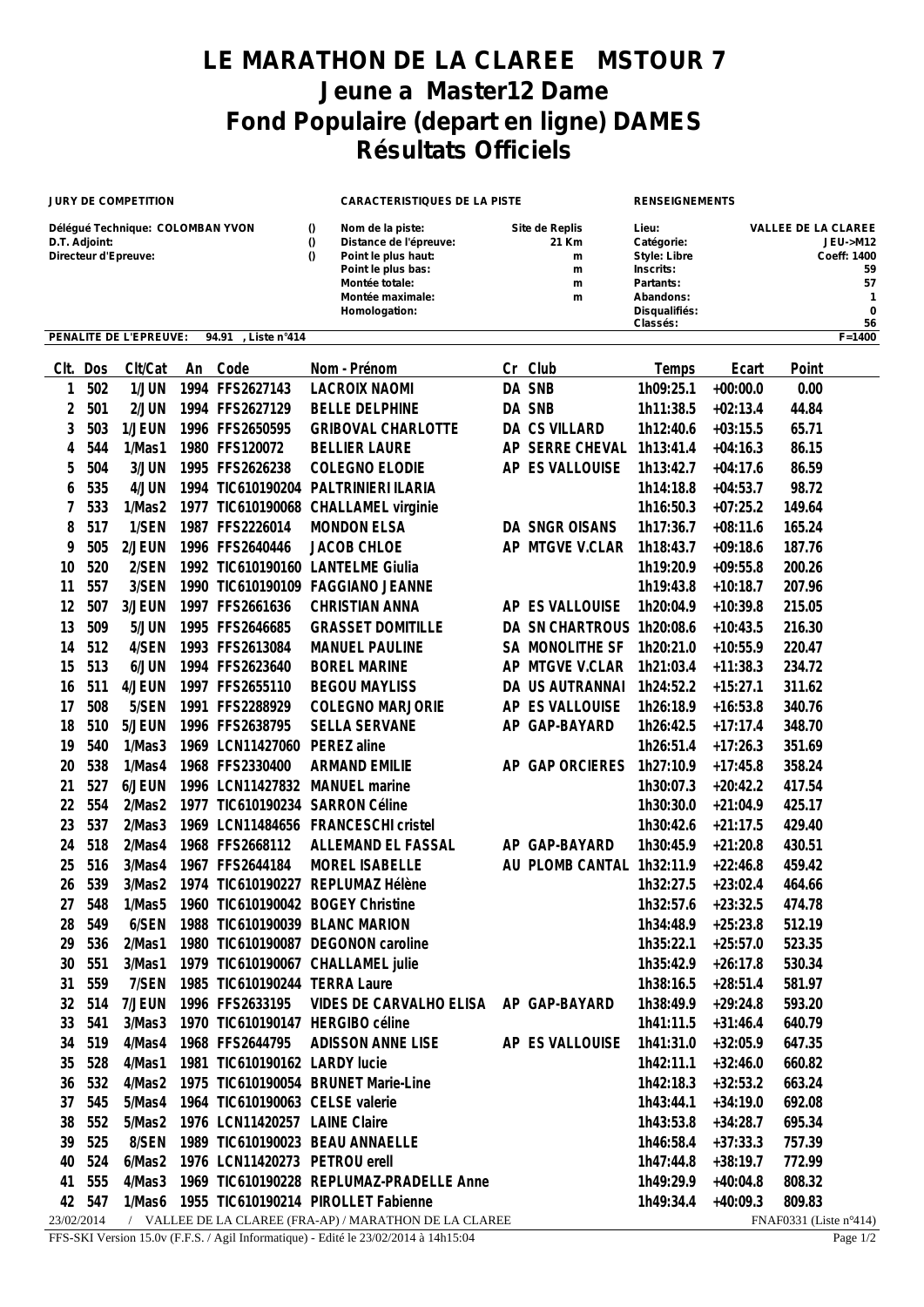# LE MARATHON DE LA CLAREE MSTOUR 7
# Jeune a Master12 Dame
# Fond Populaire (depart en ligne) DAMES
# Résultats Officiels

| JURY DE COMPETITION | | CARACTERISTIQUES DE LA PISTE | | RENSEIGNEMENTS | |
|---|---|---|---|---|---|
| Délégué Technique: COLOMBAN YVON | () | Nom de la piste: | Site de Replis | Lieu: | VALLEE DE LA CLAREE |
| D.T. Adjoint: | () | Distance de l'épreuve: | 21 Km | Catégorie: | JEU->M12 |
| Directeur d'Epreuve: | () | Point le plus haut: | m | Style: Libre | Coeff: 1400 |
| | | Point le plus bas: | m | Inscrits: | 59 |
| | | Montée totale: | m | Partants: | 57 |
| | | Montée maximale: | m | Abandons: | 1 |
| | | Homologation: | | Disqualifiés: | 0 |
| | | | | Classés: | 56 |

PENALITE DE L'EPREUVE: 94.91 , Liste n°414 — F=1400

| Clt. | Dos | Clt/Cat | An | Code | Nom - Prénom | Cr | Club | Temps | Ecart | Point |
|---|---|---|---|---|---|---|---|---|---|---|
| 1 | 502 | 1/JUN | 1994 | FFS2627143 | LACROIX NAOMI | DA | SNB | 1h09:25.1 | +00:00.0 | 0.00 |
| 2 | 501 | 2/JUN | 1994 | FFS2627129 | BELLE DELPHINE | DA | SNB | 1h11:38.5 | +02:13.4 | 44.84 |
| 3 | 503 | 1/JEUN | 1996 | FFS2650595 | GRIBOVAL CHARLOTTE | DA | CS VILLARD | 1h12:40.6 | +03:15.5 | 65.71 |
| 4 | 544 | 1/Mas1 | 1980 | FFS120072 | BELLIER LAURE | AP | SERRE CHEVAL | 1h13:41.4 | +04:16.3 | 86.15 |
| 5 | 504 | 3/JUN | 1995 | FFS2626238 | COLEGNO ELODIE | AP | ES VALLOUISE | 1h13:42.7 | +04:17.6 | 86.59 |
| 6 | 535 | 4/JUN | 1994 | TIC610190204 | PALTRINIERI ILARIA | | | 1h14:18.8 | +04:53.7 | 98.72 |
| 7 | 533 | 1/Mas2 | 1977 | TIC610190068 | CHALLAMEL virginie | | | 1h16:50.3 | +07:25.2 | 149.64 |
| 8 | 517 | 1/SEN | 1987 | FFS2226014 | MONDON ELSA | DA | SNGR OISANS | 1h17:36.7 | +08:11.6 | 165.24 |
| 9 | 505 | 2/JEUN | 1996 | FFS2640446 | JACOB CHLOE | AP | MTGVE V.CLAR | 1h18:43.7 | +09:18.6 | 187.76 |
| 10 | 520 | 2/SEN | 1992 | TIC610190160 | LANTELME Giulia | | | 1h19:20.9 | +09:55.8 | 200.26 |
| 11 | 557 | 3/SEN | 1990 | TIC610190109 | FAGGIANO JEANNE | | | 1h19:43.8 | +10:18.7 | 207.96 |
| 12 | 507 | 3/JEUN | 1997 | FFS2661636 | CHRISTIAN ANNA | AP | ES VALLOUISE | 1h20:04.9 | +10:39.8 | 215.05 |
| 13 | 509 | 5/JUN | 1995 | FFS2646685 | GRASSET DOMITILLE | DA | SN CHARTROUS | 1h20:08.6 | +10:43.5 | 216.30 |
| 14 | 512 | 4/SEN | 1993 | FFS2613084 | MANUEL PAULINE | SA | MONOLITHE SF | 1h20:21.0 | +10:55.9 | 220.47 |
| 15 | 513 | 6/JUN | 1994 | FFS2623640 | BOREL MARINE | AP | MTGVE V.CLAR | 1h21:03.4 | +11:38.3 | 234.72 |
| 16 | 511 | 4/JEUN | 1997 | FFS2655110 | BEGOU MAYLISS | DA | US AUTRANNAI | 1h24:52.2 | +15:27.1 | 311.62 |
| 17 | 508 | 5/SEN | 1991 | FFS2288929 | COLEGNO MARJORIE | AP | ES VALLOUISE | 1h26:18.9 | +16:53.8 | 340.76 |
| 18 | 510 | 5/JEUN | 1996 | FFS2638795 | SELLA SERVANE | AP | GAP-BAYARD | 1h26:42.5 | +17:17.4 | 348.70 |
| 19 | 540 | 1/Mas3 | 1969 | LCN11427060 | PEREZ aline | | | 1h26:51.4 | +17:26.3 | 351.69 |
| 20 | 538 | 1/Mas4 | 1968 | FFS2330400 | ARMAND EMILIE | AP | GAP ORCIERES | 1h27:10.9 | +17:45.8 | 358.24 |
| 21 | 527 | 6/JEUN | 1996 | LCN11427832 | MANUEL marine | | | 1h30:07.3 | +20:42.2 | 417.54 |
| 22 | 554 | 2/Mas2 | 1977 | TIC610190234 | SARRON Céline | | | 1h30:30.0 | +21:04.9 | 425.17 |
| 23 | 537 | 2/Mas3 | 1969 | LCN11484656 | FRANCESCHI cristel | | | 1h30:42.6 | +21:17.5 | 429.40 |
| 24 | 518 | 2/Mas4 | 1968 | FFS2668112 | ALLEMAND EL FASSAL | AP | GAP-BAYARD | 1h30:45.9 | +21:20.8 | 430.51 |
| 25 | 516 | 3/Mas4 | 1967 | FFS2644184 | MOREL ISABELLE | AU | PLOMB CANTAL | 1h32:11.9 | +22:46.8 | 459.42 |
| 26 | 539 | 3/Mas2 | 1974 | TIC610190227 | REPLUMAZ Hélène | | | 1h32:27.5 | +23:02.4 | 464.66 |
| 27 | 548 | 1/Mas5 | 1960 | TIC610190042 | BOGEY Christine | | | 1h32:57.6 | +23:32.5 | 474.78 |
| 28 | 549 | 6/SEN | 1988 | TIC610190039 | BLANC MARION | | | 1h34:48.9 | +25:23.8 | 512.19 |
| 29 | 536 | 2/Mas1 | 1980 | TIC610190087 | DEGONON caroline | | | 1h35:22.1 | +25:57.0 | 523.35 |
| 30 | 551 | 3/Mas1 | 1979 | TIC610190067 | CHALLAMEL julie | | | 1h35:42.9 | +26:17.8 | 530.34 |
| 31 | 559 | 7/SEN | 1985 | TIC610190244 | TERRA Laure | | | 1h38:16.5 | +28:51.4 | 581.97 |
| 32 | 514 | 7/JEUN | 1996 | FFS2633195 | VIDES DE CARVALHO ELISA | AP | GAP-BAYARD | 1h38:49.9 | +29:24.8 | 593.20 |
| 33 | 541 | 3/Mas3 | 1970 | TIC610190147 | HERGIBO céline | | | 1h41:11.5 | +31:46.4 | 640.79 |
| 34 | 519 | 4/Mas4 | 1968 | FFS2644795 | ADISSON ANNE LISE | AP | ES VALLOUISE | 1h41:31.0 | +32:05.9 | 647.35 |
| 35 | 528 | 4/Mas1 | 1981 | TIC610190162 | LARDY lucie | | | 1h42:11.1 | +32:46.0 | 660.82 |
| 36 | 532 | 4/Mas2 | 1975 | TIC610190054 | BRUNET Marie-Line | | | 1h42:18.3 | +32:53.2 | 663.24 |
| 37 | 545 | 5/Mas4 | 1964 | TIC610190063 | CELSE valerie | | | 1h43:44.1 | +34:19.0 | 692.08 |
| 38 | 552 | 5/Mas2 | 1976 | LCN11420257 | LAINE Claire | | | 1h43:53.8 | +34:28.7 | 695.34 |
| 39 | 525 | 8/SEN | 1989 | TIC610190023 | BEAU ANNAELLE | | | 1h46:58.4 | +37:33.3 | 757.39 |
| 40 | 524 | 6/Mas2 | 1976 | LCN11420273 | PETROU erell | | | 1h47:44.8 | +38:19.7 | 772.99 |
| 41 | 555 | 4/Mas3 | 1969 | TIC610190228 | REPLUMAZ-PRADELLE Anne | | | 1h49:29.9 | +40:04.8 | 808.32 |
| 42 | 547 | 1/Mas6 | 1955 | TIC610190214 | PIROLLET Fabienne | | | 1h49:34.4 | +40:09.3 | 809.83 |

23/02/2014 / VALLEE DE LA CLAREE (FRA-AP) / MARATHON DE LA CLAREE — FNAF0331 (Liste n°414)

FFS-SKI Version 15.0v (F.F.S. / Agil Informatique) - Edité le 23/02/2014 à 14h15:04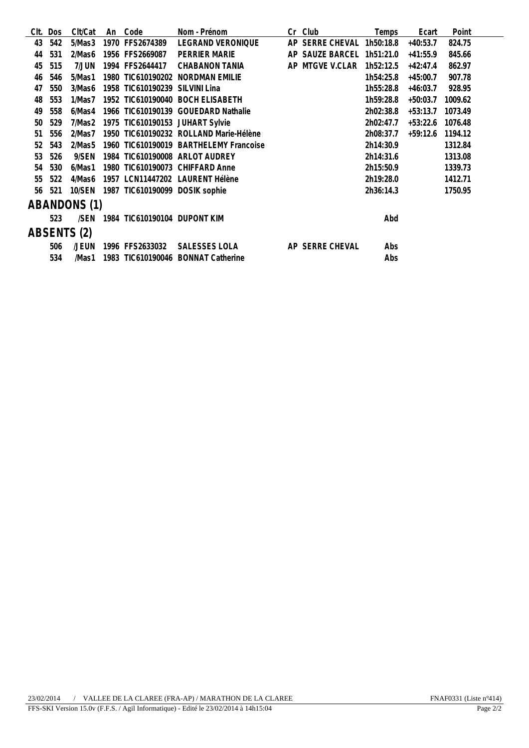| Clt. | Dos | Clt/Cat | An | Code | Nom - Prénom | Cr | Club | Temps | Ecart | Point |
|---|---|---|---|---|---|---|---|---|---|---|
| 43 | 542 | 5/Mas3 | 1970 | FFS2674389 | LEGRAND VERONIQUE | AP | SERRE CHEVAL | 1h50:18.8 | +40:53.7 | 824.75 |
| 44 | 531 | 2/Mas6 | 1956 | FFS2669087 | PERRIER MARIE | AP | SAUZE BARCEL | 1h51:21.0 | +41:55.9 | 845.66 |
| 45 | 515 | 7/JUN | 1994 | FFS2644417 | CHABANON TANIA | AP | MTGVE V.CLAR | 1h52:12.5 | +42:47.4 | 862.97 |
| 46 | 546 | 5/Mas1 | 1980 | TIC610190202 | NORDMAN EMILIE | | | 1h54:25.8 | +45:00.7 | 907.78 |
| 47 | 550 | 3/Mas6 | 1958 | TIC610190239 | SILVINI Lina | | | 1h55:28.8 | +46:03.7 | 928.95 |
| 48 | 553 | 1/Mas7 | 1952 | TIC610190040 | BOCH ELISABETH | | | 1h59:28.8 | +50:03.7 | 1009.62 |
| 49 | 558 | 6/Mas4 | 1966 | TIC610190139 | GOUEDARD Nathalie | | | 2h02:38.8 | +53:13.7 | 1073.49 |
| 50 | 529 | 7/Mas2 | 1975 | TIC610190153 | JUHART Sylvie | | | 2h02:47.7 | +53:22.6 | 1076.48 |
| 51 | 556 | 2/Mas7 | 1950 | TIC610190232 | ROLLAND Marie-Hélène | | | 2h08:37.7 | +59:12.6 | 1194.12 |
| 52 | 543 | 2/Mas5 | 1960 | TIC610190019 | BARTHELEMY Francoise | | | 2h14:30.9 | | 1312.84 |
| 53 | 526 | 9/SEN | 1984 | TIC610190008 | ARLOT AUDREY | | | 2h14:31.6 | | 1313.08 |
| 54 | 530 | 6/Mas1 | 1980 | TIC610190073 | CHIFFARD Anne | | | 2h15:50.9 | | 1339.73 |
| 55 | 522 | 4/Mas6 | 1957 | LCN11447202 | LAURENT Hélène | | | 2h19:28.0 | | 1412.71 |
| 56 | 521 | 10/SEN | 1987 | TIC610190099 | DOSIK sophie | | | 2h36:14.3 | | 1750.95 |

## ABANDONS (1)

| Dos | Clt/Cat | An | Code | Nom - Prénom | Cr | Club | Temps |
|---|---|---|---|---|---|---|---|
| 523 | /SEN | 1984 | TIC610190104 | DUPONT KIM | | | Abd |

## ABSENTS (2)

| Dos | Clt/Cat | An | Code | Nom - Prénom | Cr | Club | Temps |
|---|---|---|---|---|---|---|---|
| 506 | /JEUN | 1996 | FFS2633032 | SALESSES LOLA | AP | SERRE CHEVAL | Abs |
| 534 | /Mas1 | 1983 | TIC610190046 | BONNAT Catherine | | | Abs |

23/02/2014 / VALLEE DE LA CLAREE (FRA-AP) / MARATHON DE LA CLAREE FNAF0331 (Liste n°414)

FFS-SKI Version 15.0v (F.F.S. / Agil Informatique) - Edité le 23/02/2014 à 14h15:04